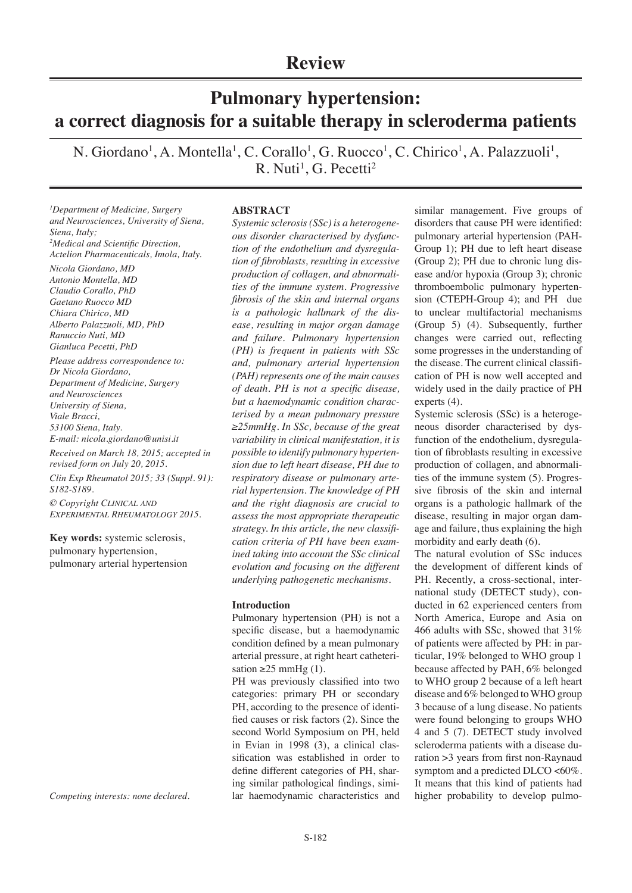Review

# Pulmonary hypertension: a correct diagnosis for a suitable therapy in scleroderma patients

N. Giordano[1], A. Montella[1], C. Corallo[1], G. Ruocco[1], C. Chirico[1], A. Palazzuoli[1], R. Nuti[1], G. Pecetti[2]

*[1]Department of Medicine, Surgery and Neurosciences, University of Siena, Siena, Italy;*
*[2]Medical and Scientific Direction, Actelion Pharmaceuticals, Imola, Italy.*

*Nicola Giordano, MD*
*Antonio Montella, MD*
*Claudio Corallo, PhD*
*Gaetano Ruocco MD*
*Chiara Chirico, MD*
*Alberto Palazzuoli, MD, PhD*
*Ranuccio Nuti, MD*
*Gianluca Pecetti, PhD*

*Please address correspondence to: Dr Nicola Giordano, Department of Medicine, Surgery and Neurosciences University of Siena, Viale Bracci, 53100 Siena, Italy.*
*E-mail: nicola.giordano@unisi.it*

*Received on March 18, 2015; accepted in revised form on July 20, 2015.*

*Clin Exp Rheumatol 2015; 33 (Suppl. 91): S182-S189.*

*© Copyright CLINICAL AND EXPERIMENTAL RHEUMATOLOGY 2015.*

**Key words:** systemic sclerosis, pulmonary hypertension, pulmonary arterial hypertension

*Competing interests: none declared.*

## ABSTRACT

*Systemic sclerosis (SSc) is a heterogeneous disorder characterised by dysfunction of the endothelium and dysregulation of fibroblasts, resulting in excessive production of collagen, and abnormalities of the immune system. Progressive fibrosis of the skin and internal organs is a pathologic hallmark of the disease, resulting in major organ damage and failure. Pulmonary hypertension (PH) is frequent in patients with SSc and, pulmonary arterial hypertension (PAH) represents one of the main causes of death. PH is not a specific disease, but a haemodynamic condition characterised by a mean pulmonary pressure ≥25mmHg. In SSc, because of the great variability in clinical manifestation, it is possible to identify pulmonary hypertension due to left heart disease, PH due to respiratory disease or pulmonary arterial hypertension. The knowledge of PH and the right diagnosis are crucial to assess the most appropriate therapeutic strategy. In this article, the new classification criteria of PH have been examined taking into account the SSc clinical evolution and focusing on the different underlying pathogenetic mechanisms.*

## Introduction

Pulmonary hypertension (PH) is not a specific disease, but a haemodynamic condition defined by a mean pulmonary arterial pressure, at right heart catheterisation ≥25 mmHg (1).

PH was previously classified into two categories: primary PH or secondary PH, according to the presence of identified causes or risk factors (2). Since the second World Symposium on PH, held in Evian in 1998 (3), a clinical classification was established in order to define different categories of PH, sharing similar pathological findings, similar haemodynamic characteristics and similar management. Five groups of disorders that cause PH were identified: pulmonary arterial hypertension (PAH-Group 1); PH due to left heart disease (Group 2); PH due to chronic lung disease and/or hypoxia (Group 3); chronic thromboembolic pulmonary hypertension (CTEPH-Group 4); and PH due to unclear multifactorial mechanisms (Group 5) (4). Subsequently, further changes were carried out, reflecting some progresses in the understanding of the disease. The current clinical classification of PH is now well accepted and widely used in the daily practice of PH experts (4).

Systemic sclerosis (SSc) is a heterogeneous disorder characterised by dysfunction of the endothelium, dysregulation of fibroblasts resulting in excessive production of collagen, and abnormalities of the immune system (5). Progressive fibrosis of the skin and internal organs is a pathologic hallmark of the disease, resulting in major organ damage and failure, thus explaining the high morbidity and early death (6).

The natural evolution of SSc induces the development of different kinds of PH. Recently, a cross-sectional, international study (DETECT study), conducted in 62 experienced centers from North America, Europe and Asia on 466 adults with SSc, showed that 31% of patients were affected by PH: in particular, 19% belonged to WHO group 1 because affected by PAH, 6% belonged to WHO group 2 because of a left heart disease and 6% belonged to WHO group 3 because of a lung disease. No patients were found belonging to groups WHO 4 and 5 (7). DETECT study involved scleroderma patients with a disease duration >3 years from first non-Raynaud symptom and a predicted DLCO <60%. It means that this kind of patients had higher probability to develop pulmo-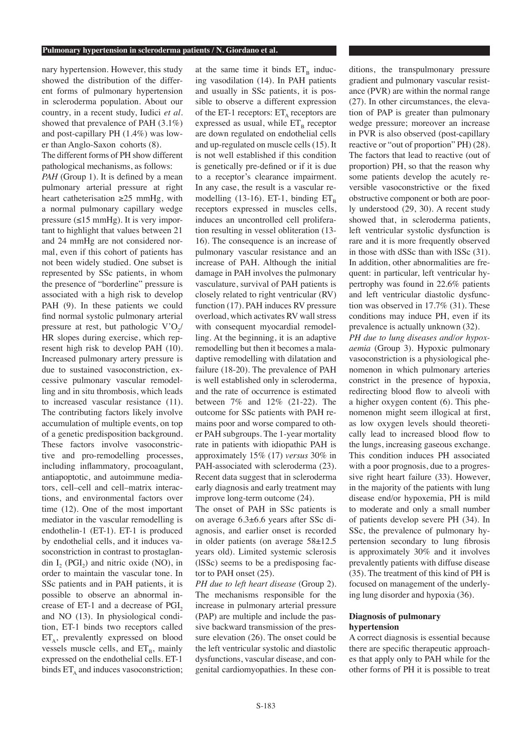nary hypertension. However, this study showed the distribution of the different forms of pulmonary hypertension in scleroderma population. About our country, in a recent study, Iudici *et al.* showed that prevalence of PAH (3.1%) and post-capillary PH (1.4%) was lower than Anglo-Saxon cohorts (8).

The different forms of PH show different pathological mechanisms, as follows:

*PAH* (Group 1). It is defined by a mean pulmonary arterial pressure at right heart catheterisation ≥25 mmHg, with a normal pulmonary capillary wedge pressure (≤15 mmHg). It is very important to highlight that values between 21 and 24 mmHg are not considered normal, even if this cohort of patients has not been widely studied. One subset is represented by SSc patients, in whom the presence of "borderline" pressure is associated with a high risk to develop PAH (9). In these patients we could find normal systolic pulmonary arterial pressure at rest, but pathologic $V'O_2$/HR slopes during exercise, which represent high risk to develop PAH (10). Increased pulmonary artery pressure is due to sustained vasoconstriction, excessive pulmonary vascular remodelling and in situ thrombosis, which leads to increased vascular resistance (11). The contributing factors likely involve accumulation of multiple events, on top of a genetic predisposition background. These factors involve vasoconstrictive and pro-remodelling processes, including inflammatory, procoagulant, antiapoptotic, and autoimmune mediators, cell–cell and cell–matrix interactions, and environmental factors over time (12). One of the most important mediator in the vascular remodelling is endothelin-1 (ET-1). ET-1 is produced by endothelial cells, and it induces vasoconstriction in contrast to prostaglandin $I_2$ ($PGI_2$) and nitric oxide (NO), in order to maintain the vascular tone. In SSc patients and in PAH patients, it is possible to observe an abnormal increase of ET-1 and a decrease of $PGI_2$ and NO (13). In physiological condition, ET-1 binds two receptors called $ET_A$, prevalently expressed on blood vessels muscle cells, and $ET_B$, mainly expressed on the endothelial cells. ET-1 binds $ET_A$ and induces vasoconstriction; at the same time it binds $ET_B$ inducing vasodilation (14). In PAH patients and usually in SSc patients, it is possible to observe a different expression of the ET-1 receptors: $ET_A$ receptors are expressed as usual, while $ET_B$ receptor are down regulated on endothelial cells and up-regulated on muscle cells (15). It is not well established if this condition is genetically pre-defined or if it is due to a receptor's clearance impairment. In any case, the result is a vascular remodelling (13-16). ET-1, binding $ET_B$ receptors expressed in muscles cells, induces an uncontrolled cell proliferation resulting in vessel obliteration (13-16). The consequence is an increase of pulmonary vascular resistance and an increase of PAH. Although the initial damage in PAH involves the pulmonary vasculature, survival of PAH patients is closely related to right ventricular (RV) function (17). PAH induces RV pressure overload, which activates RV wall stress with consequent myocardial remodelling. At the beginning, it is an adaptive remodelling but then it becomes a maladaptive remodelling with dilatation and failure (18-20). The prevalence of PAH is well established only in scleroderma, and the rate of occurrence is estimated between 7% and 12% (21-22). The outcome for SSc patients with PAH remains poor and worse compared to other PAH subgroups. The 1-year mortality rate in patients with idiopathic PAH is approximately 15% (17) *versus* 30% in PAH-associated with scleroderma (23). Recent data suggest that in scleroderma early diagnosis and early treatment may improve long-term outcome (24).

The onset of PAH in SSc patients is on average 6.3±6.6 years after SSc diagnosis, and earlier onset is recorded in older patients (on average 58±12.5 years old). Limited systemic sclerosis (lSSc) seems to be a predisposing factor to PAH onset (25).

*PH due to left heart disease* (Group 2). The mechanisms responsible for the increase in pulmonary arterial pressure (PAP) are multiple and include the passive backward transmission of the pressure elevation (26). The onset could be the left ventricular systolic and diastolic dysfunctions, vascular disease, and congenital cardiomyopathies. In these conditions, the transpulmonary pressure gradient and pulmonary vascular resistance (PVR) are within the normal range (27). In other circumstances, the elevation of PAP is greater than pulmonary wedge pressure; moreover an increase in PVR is also observed (post-capillary reactive or "out of proportion" PH) (28). The factors that lead to reactive (out of proportion) PH, so that the reason why some patients develop the acutely reversible vasoconstrictive or the fixed obstructive component or both are poorly understood (29, 30). A recent study showed that, in scleroderma patients, left ventricular systolic dysfunction is rare and it is more frequently observed in those with dSSc than with lSSc (31). In addition, other abnormalities are frequent: in particular, left ventricular hypertrophy was found in 22.6% patients and left ventricular diastolic dysfunction was observed in 17.7% (31). These conditions may induce PH, even if its prevalence is actually unknown (32).

*PH due to lung diseases and/or hypoxaemia* (Group 3). Hypoxic pulmonary vasoconstriction is a physiological phenomenon in which pulmonary arteries constrict in the presence of hypoxia, redirecting blood flow to alveoli with a higher oxygen content (6). This phenomenon might seem illogical at first, as low oxygen levels should theoretically lead to increased blood flow to the lungs, increasing gaseous exchange. This condition induces PH associated with a poor prognosis, due to a progressive right heart failure (33). However, in the majority of the patients with lung disease end/or hypoxemia, PH is mild to moderate and only a small number of patients develop severe PH (34). In SSc, the prevalence of pulmonary hypertension secondary to lung fibrosis is approximately 30% and it involves prevalently patients with diffuse disease (35). The treatment of this kind of PH is focused on management of the underlying lung disorder and hypoxia (36).

## Diagnosis of pulmonary hypertension

A correct diagnosis is essential because there are specific therapeutic approaches that apply only to PAH while for the other forms of PH it is possible to treat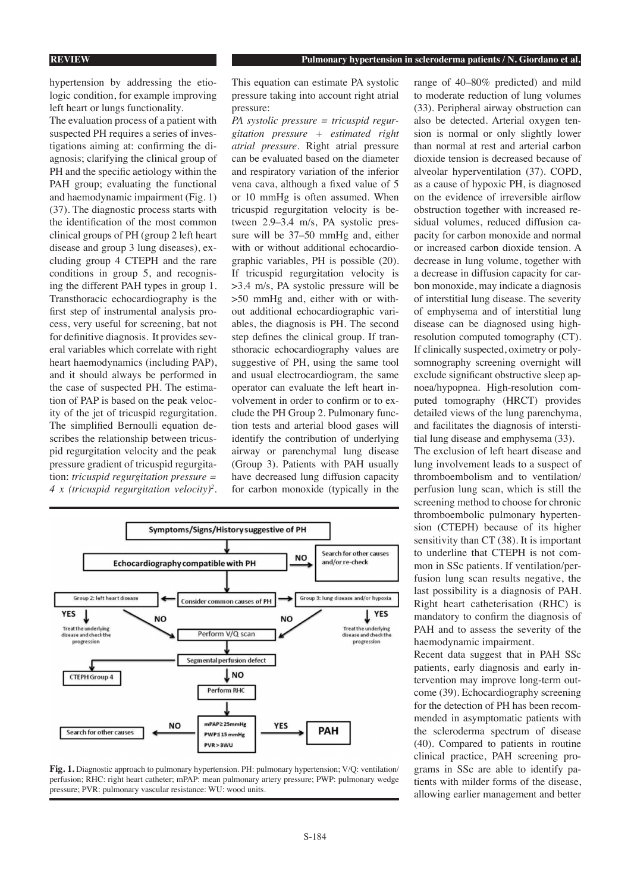hypertension by addressing the etiologic condition, for example improving left heart or lungs functionality.

The evaluation process of a patient with suspected PH requires a series of investigations aiming at: confirming the diagnosis; clarifying the clinical group of PH and the specific aetiology within the PAH group; evaluating the functional and haemodynamic impairment (Fig. 1) (37). The diagnostic process starts with the identification of the most common clinical groups of PH (group 2 left heart disease and group 3 lung diseases), excluding group 4 CTEPH and the rare conditions in group 5, and recognising the different PAH types in group 1. Transthoracic echocardiography is the first step of instrumental analysis process, very useful for screening, bat not for definitive diagnosis. It provides several variables which correlate with right heart haemodynamics (including PAP), and it should always be performed in the case of suspected PH. The estimation of PAP is based on the peak velocity of the jet of tricuspid regurgitation. The simplified Bernoulli equation describes the relationship between tricuspid regurgitation velocity and the peak pressure gradient of tricuspid regurgitation: *tricuspid regurgitation pressure = 4 x (tricuspid regurgitation velocity)$^2$*. This equation can estimate PA systolic pressure taking into account right atrial pressure:

*PA systolic pressure = tricuspid regurgitation pressure + estimated right atrial pressure*. Right atrial pressure can be evaluated based on the diameter and respiratory variation of the inferior vena cava, although a fixed value of 5 or 10 mmHg is often assumed. When tricuspid regurgitation velocity is between 2.9–3.4 m/s, PA systolic pressure will be 37–50 mmHg and, either with or without additional echocardiographic variables, PH is possible (20). If tricuspid regurgitation velocity is >3.4 m/s, PA systolic pressure will be >50 mmHg and, either with or without additional echocardiographic variables, the diagnosis is PH. The second step defines the clinical group. If transthoracic echocardiography values are suggestive of PH, using the same tool and usual electrocardiogram, the same operator can evaluate the left heart involvement in order to confirm or to exclude the PH Group 2. Pulmonary function tests and arterial blood gases will identify the contribution of underlying airway or parenchymal lung disease (Group 3). Patients with PAH usually have decreased lung diffusion capacity for carbon monoxide (typically in the range of 40–80% predicted) and mild to moderate reduction of lung volumes (33). Peripheral airway obstruction can also be detected. Arterial oxygen tension is normal or only slightly lower than normal at rest and arterial carbon dioxide tension is decreased because of alveolar hyperventilation (37). COPD, as a cause of hypoxic PH, is diagnosed on the evidence of irreversible airflow obstruction together with increased residual volumes, reduced diffusion capacity for carbon monoxide and normal or increased carbon dioxide tension. A decrease in lung volume, together with a decrease in diffusion capacity for carbon monoxide, may indicate a diagnosis of interstitial lung disease. The severity of emphysema and of interstitial lung disease can be diagnosed using high-resolution computed tomography (CT). If clinically suspected, oximetry or polysomnography screening overnight will exclude significant obstructive sleep apnoea/hypopnea. High-resolution computed tomography (HRCT) provides detailed views of the lung parenchyma, and facilitates the diagnosis of interstitial lung disease and emphysema (33).

The exclusion of left heart disease and lung involvement leads to a suspect of thromboembolism and to ventilation/perfusion lung scan, which is still the screening method to choose for chronic thromboembolic pulmonary hypertension (CTEPH) because of its higher sensitivity than CT (38). It is important to underline that CTEPH is not common in SSc patients. If ventilation/perfusion lung scan results negative, the last possibility is a diagnosis of PAH. Right heart catheterisation (RHC) is mandatory to confirm the diagnosis of PAH and to assess the severity of the haemodynamic impairment.

Recent data suggest that in PAH SSc patients, early diagnosis and early intervention may improve long-term outcome (39). Echocardiography screening for the detection of PH has been recommended in asymptomatic patients with the scleroderma spectrum of disease (40). Compared to patients in routine clinical practice, PAH screening programs in SSc are able to identify patients with milder forms of the disease, allowing earlier management and better

Symptoms/Signs/History suggestive of PH → Echocardiography compatible with PH (NO → Search for other causes and/or re-check) → Consider common causes of PH → Group 2: left heart disease (YES → Treat the underlying disease and check the progression) / Group 3: lung disease and/or hypoxia (YES → Treat the underlying disease and check the progression); NO → Perform V/Q scan → Segmental perfusion defect (→ CTEPH Group 4); NO → Perform RHC → mPAP≥25mmHg, PWP≤15 mmHg, PVR>3WU: YES → PAH; NO → Search for other causes

**Fig. 1.** Diagnostic approach to pulmonary hypertension. PH: pulmonary hypertension; V/Q: ventilation/perfusion; RHC: right heart catheter; mPAP: mean pulmonary artery pressure; PWP: pulmonary wedge pressure; PVR: pulmonary vascular resistance: WU: wood units.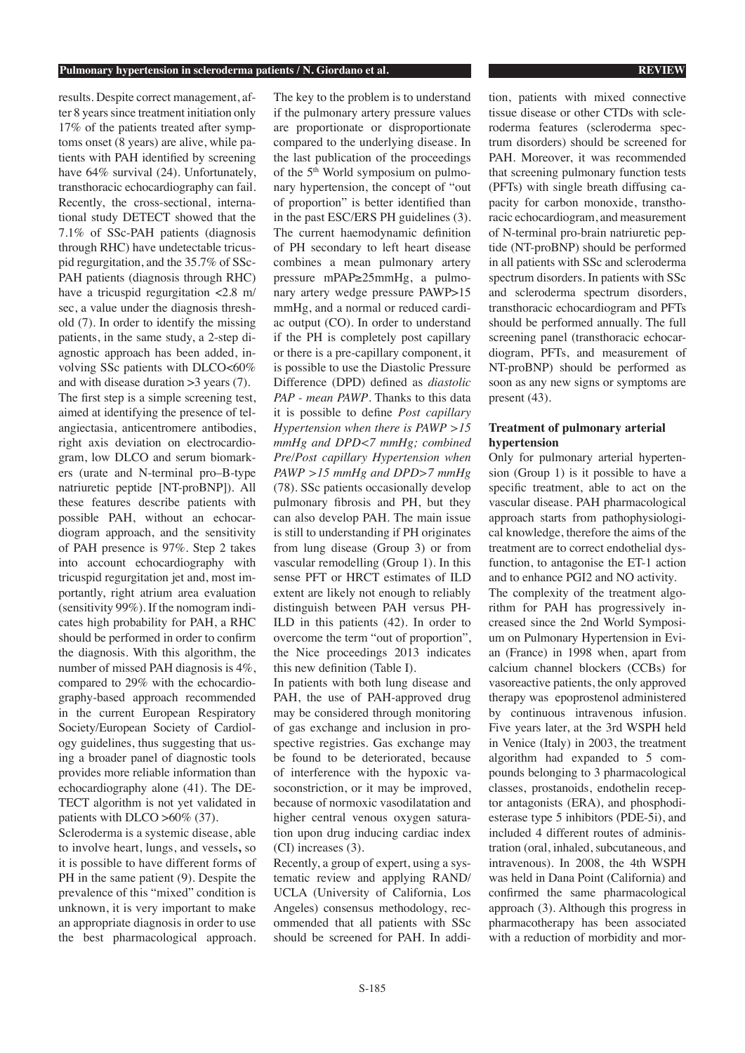results. Despite correct management, after 8 years since treatment initiation only 17% of the patients treated after symptoms onset (8 years) are alive, while patients with PAH identified by screening have 64% survival (24). Unfortunately, transthoracic echocardiography can fail. Recently, the cross-sectional, international study DETECT showed that the 7.1% of SSc-PAH patients (diagnosis through RHC) have undetectable tricuspid regurgitation, and the 35.7% of SSc-PAH patients (diagnosis through RHC) have a tricuspid regurgitation <2.8 m/sec, a value under the diagnosis threshold (7). In order to identify the missing patients, in the same study, a 2-step diagnostic approach has been added, involving SSc patients with DLCO<60% and with disease duration >3 years (7).

The first step is a simple screening test, aimed at identifying the presence of telangiectasia, anticentromere antibodies, right axis deviation on electrocardiogram, low DLCO and serum biomarkers (urate and N-terminal pro–B-type natriuretic peptide [NT-proBNP]). All these features describe patients with possible PAH, without an echocardiogram approach, and the sensitivity of PAH presence is 97%. Step 2 takes into account echocardiography with tricuspid regurgitation jet and, most importantly, right atrium area evaluation (sensitivity 99%). If the nomogram indicates high probability for PAH, a RHC should be performed in order to confirm the diagnosis. With this algorithm, the number of missed PAH diagnosis is 4%, compared to 29% with the echocardiography-based approach recommended in the current European Respiratory Society/European Society of Cardiology guidelines, thus suggesting that using a broader panel of diagnostic tools provides more reliable information than echocardiography alone (41). The DETECT algorithm is not yet validated in patients with DLCO >60% (37).

Scleroderma is a systemic disease, able to involve heart, lungs, and vessels**,** so it is possible to have different forms of PH in the same patient (9). Despite the prevalence of this "mixed" condition is unknown, it is very important to make an appropriate diagnosis in order to use the best pharmacological approach. The key to the problem is to understand if the pulmonary artery pressure values are proportionate or disproportionate compared to the underlying disease. In the last publication of the proceedings of the 5th World symposium on pulmonary hypertension, the concept of "out of proportion" is better identified than in the past ESC/ERS PH guidelines (3). The current haemodynamic definition of PH secondary to left heart disease combines a mean pulmonary artery pressure mPAP≥25mmHg, a pulmonary artery wedge pressure PAWP>15 mmHg, and a normal or reduced cardiac output (CO). In order to understand if the PH is completely post capillary or there is a pre-capillary component, it is possible to use the Diastolic Pressure Difference (DPD) defined as *diastolic PAP - mean PAWP*. Thanks to this data it is possible to define *Post capillary Hypertension when there is PAWP >15 mmHg and DPD<7 mmHg; combined Pre/Post capillary Hypertension when PAWP >15 mmHg and DPD>7 mmHg* (78). SSc patients occasionally develop pulmonary fibrosis and PH, but they can also develop PAH. The main issue is still to understanding if PH originates from lung disease (Group 3) or from vascular remodelling (Group 1). In this sense PFT or HRCT estimates of ILD extent are likely not enough to reliably distinguish between PAH versus PH-ILD in this patients (42). In order to overcome the term "out of proportion", the Nice proceedings 2013 indicates this new definition (Table I).

In patients with both lung disease and PAH, the use of PAH-approved drug may be considered through monitoring of gas exchange and inclusion in prospective registries. Gas exchange may be found to be deteriorated, because of interference with the hypoxic vasoconstriction, or it may be improved, because of normoxic vasodilatation and higher central venous oxygen saturation upon drug inducing cardiac index (CI) increases (3).

Recently, a group of expert, using a systematic review and applying RAND/UCLA (University of California, Los Angeles) consensus methodology, recommended that all patients with SSc should be screened for PAH. In addition, patients with mixed connective tissue disease or other CTDs with scleroderma features (scleroderma spectrum disorders) should be screened for PAH. Moreover, it was recommended that screening pulmonary function tests (PFTs) with single breath diffusing capacity for carbon monoxide, transthoracic echocardiogram, and measurement of N-terminal pro-brain natriuretic peptide (NT-proBNP) should be performed in all patients with SSc and scleroderma spectrum disorders. In patients with SSc and scleroderma spectrum disorders, transthoracic echocardiogram and PFTs should be performed annually. The full screening panel (transthoracic echocardiogram, PFTs, and measurement of NT-proBNP) should be performed as soon as any new signs or symptoms are present (43).

## Treatment of pulmonary arterial hypertension

Only for pulmonary arterial hypertension (Group 1) is it possible to have a specific treatment, able to act on the vascular disease. PAH pharmacological approach starts from pathophysiological knowledge, therefore the aims of the treatment are to correct endothelial dysfunction, to antagonise the ET-1 action and to enhance PGI2 and NO activity.

The complexity of the treatment algorithm for PAH has progressively increased since the 2nd World Symposium on Pulmonary Hypertension in Evian (France) in 1998 when, apart from calcium channel blockers (CCBs) for vasoreactive patients, the only approved therapy was epoprostenol administered by continuous intravenous infusion. Five years later, at the 3rd WSPH held in Venice (Italy) in 2003, the treatment algorithm had expanded to 5 compounds belonging to 3 pharmacological classes, prostanoids, endothelin receptor antagonists (ERA), and phosphodiesterase type 5 inhibitors (PDE-5i), and included 4 different routes of administration (oral, inhaled, subcutaneous, and intravenous). In 2008, the 4th WSPH was held in Dana Point (California) and confirmed the same pharmacological approach (3). Although this progress in pharmacotherapy has been associated with a reduction of morbidity and mor-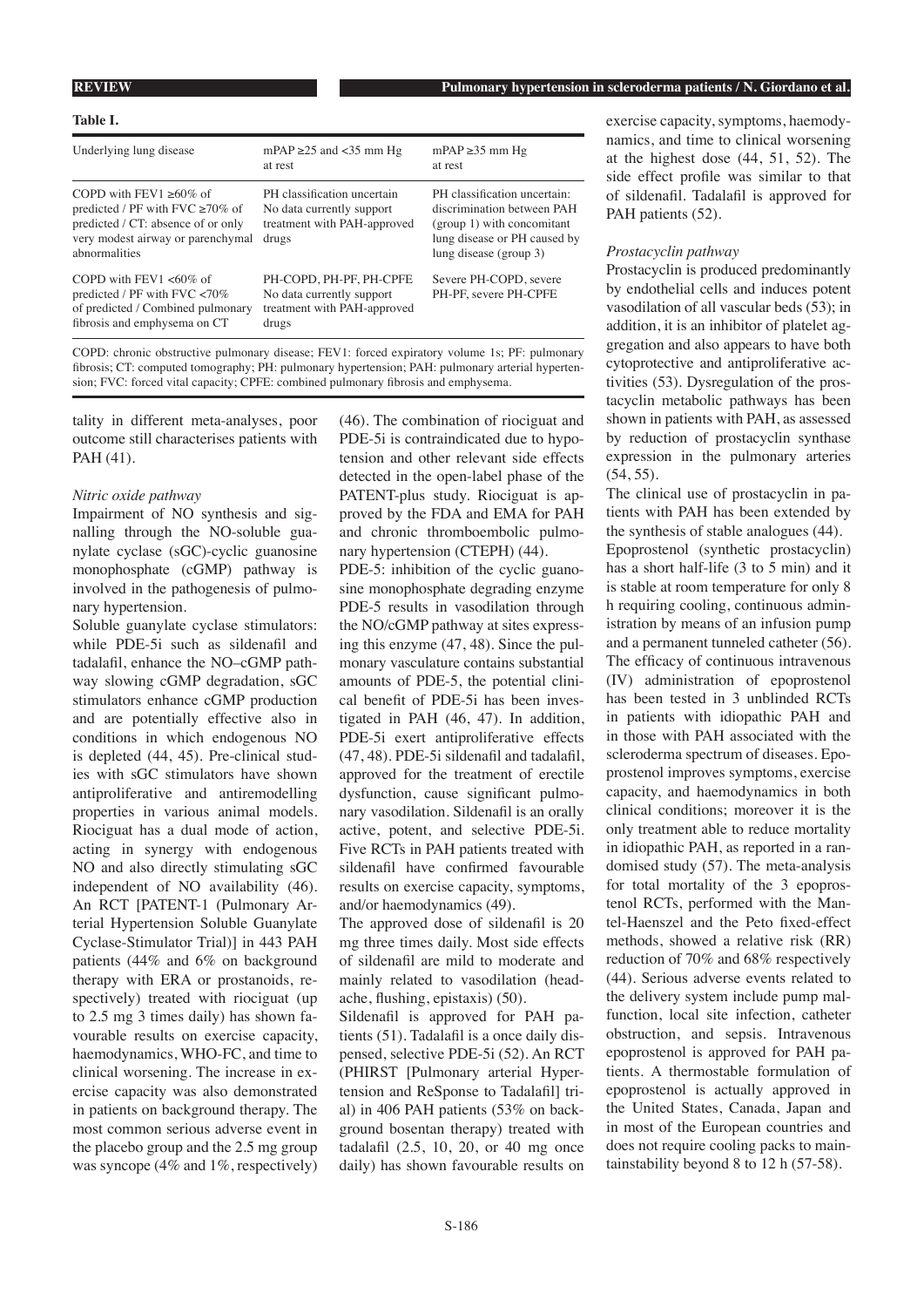**Table I.**

| Underlying lung disease | mPAP ≥25 and <35 mm Hg at rest | mPAP ≥35 mm Hg at rest |
|---|---|---|
| COPD with FEV1 ≥60% of predicted / PF with FVC ≥70% of predicted / CT: absence of or only very modest airway or parenchymal abnormalities | PH classification uncertain No data currently support treatment with PAH-approved drugs | PH classification uncertain: discrimination between PAH (group 1) with concomitant lung disease or PH caused by lung disease (group 3) |
| COPD with FEV1 <60% of predicted / PF with FVC <70% of predicted / Combined pulmonary fibrosis and emphysema on CT | PH-COPD, PH-PF, PH-CPFE No data currently support treatment with PAH-approved drugs | Severe PH-COPD, severe PH-PF, severe PH-CPFE |

COPD: chronic obstructive pulmonary disease; FEV1: forced expiratory volume 1s; PF: pulmonary fibrosis; CT: computed tomography; PH: pulmonary hypertension; PAH: pulmonary arterial hypertension; FVC: forced vital capacity; CPFE: combined pulmonary fibrosis and emphysema.

tality in different meta-analyses, poor outcome still characterises patients with PAH (41).

*Nitric oxide pathway*

Impairment of NO synthesis and signalling through the NO-soluble guanylate cyclase (sGC)-cyclic guanosine monophosphate (cGMP) pathway is involved in the pathogenesis of pulmonary hypertension.

Soluble guanylate cyclase stimulators: while PDE-5i such as sildenafil and tadalafil, enhance the NO–cGMP pathway slowing cGMP degradation, sGC stimulators enhance cGMP production and are potentially effective also in conditions in which endogenous NO is depleted (44, 45). Pre-clinical studies with sGC stimulators have shown antiproliferative and antiremodelling properties in various animal models. Riociguat has a dual mode of action, acting in synergy with endogenous NO and also directly stimulating sGC independent of NO availability (46). An RCT [PATENT-1 (Pulmonary Arterial Hypertension Soluble Guanylate Cyclase-Stimulator Trial)] in 443 PAH patients (44% and 6% on background therapy with ERA or prostanoids, respectively) treated with riociguat (up to 2.5 mg 3 times daily) has shown favourable results on exercise capacity, haemodynamics, WHO-FC, and time to clinical worsening. The increase in exercise capacity was also demonstrated in patients on background therapy. The most common serious adverse event in the placebo group and the 2.5 mg group was syncope (4% and 1%, respectively) (46). The combination of riociguat and PDE-5i is contraindicated due to hypotension and other relevant side effects detected in the open-label phase of the PATENT-plus study. Riociguat is approved by the FDA and EMA for PAH and chronic thromboembolic pulmonary hypertension (CTEPH) (44).

PDE-5: inhibition of the cyclic guanosine monophosphate degrading enzyme PDE-5 results in vasodilation through the NO/cGMP pathway at sites expressing this enzyme (47, 48). Since the pulmonary vasculature contains substantial amounts of PDE-5, the potential clinical benefit of PDE-5i has been investigated in PAH (46, 47). In addition, PDE-5i exert antiproliferative effects (47, 48). PDE-5i sildenafil and tadalafil, approved for the treatment of erectile dysfunction, cause significant pulmonary vasodilation. Sildenafil is an orally active, potent, and selective PDE-5i. Five RCTs in PAH patients treated with sildenafil have confirmed favourable results on exercise capacity, symptoms, and/or haemodynamics (49).

The approved dose of sildenafil is 20 mg three times daily. Most side effects of sildenafil are mild to moderate and mainly related to vasodilation (headache, flushing, epistaxis) (50).

Sildenafil is approved for PAH patients (51). Tadalafil is a once daily dispensed, selective PDE-5i (52). An RCT (PHIRST [Pulmonary arterial Hypertension and ReSponse to Tadalafil] trial) in 406 PAH patients (53% on background bosentan therapy) treated with tadalafil (2.5, 10, 20, or 40 mg once daily) has shown favourable results on exercise capacity, symptoms, haemodynamics, and time to clinical worsening at the highest dose (44, 51, 52). The side effect profile was similar to that of sildenafil. Tadalafil is approved for PAH patients (52).

*Prostacyclin pathway*

Prostacyclin is produced predominantly by endothelial cells and induces potent vasodilation of all vascular beds (53); in addition, it is an inhibitor of platelet aggregation and also appears to have both cytoprotective and antiproliferative activities (53). Dysregulation of the prostacyclin metabolic pathways has been shown in patients with PAH, as assessed by reduction of prostacyclin synthase expression in the pulmonary arteries (54, 55).

The clinical use of prostacyclin in patients with PAH has been extended by the synthesis of stable analogues (44).

Epoprostenol (synthetic prostacyclin) has a short half-life (3 to 5 min) and it is stable at room temperature for only 8 h requiring cooling, continuous administration by means of an infusion pump and a permanent tunneled catheter (56). The efficacy of continuous intravenous (IV) administration of epoprostenol has been tested in 3 unblinded RCTs in patients with idiopathic PAH and in those with PAH associated with the scleroderma spectrum of diseases. Epoprostenol improves symptoms, exercise capacity, and haemodynamics in both clinical conditions; moreover it is the only treatment able to reduce mortality in idiopathic PAH, as reported in a randomised study (57). The meta-analysis for total mortality of the 3 epoprostenol RCTs, performed with the Mantel-Haeszel and the Peto fixed-effect methods, showed a relative risk (RR) reduction of 70% and 68% respectively (44). Serious adverse events related to the delivery system include pump malfunction, local site infection, catheter obstruction, and sepsis. Intravenous epoprostenol is approved for PAH patients. A thermostable formulation of epoprostenol is actually approved in the United States, Canada, Japan and in most of the European countries and does not require cooling packs to maintainstability beyond 8 to 12 h (57-58).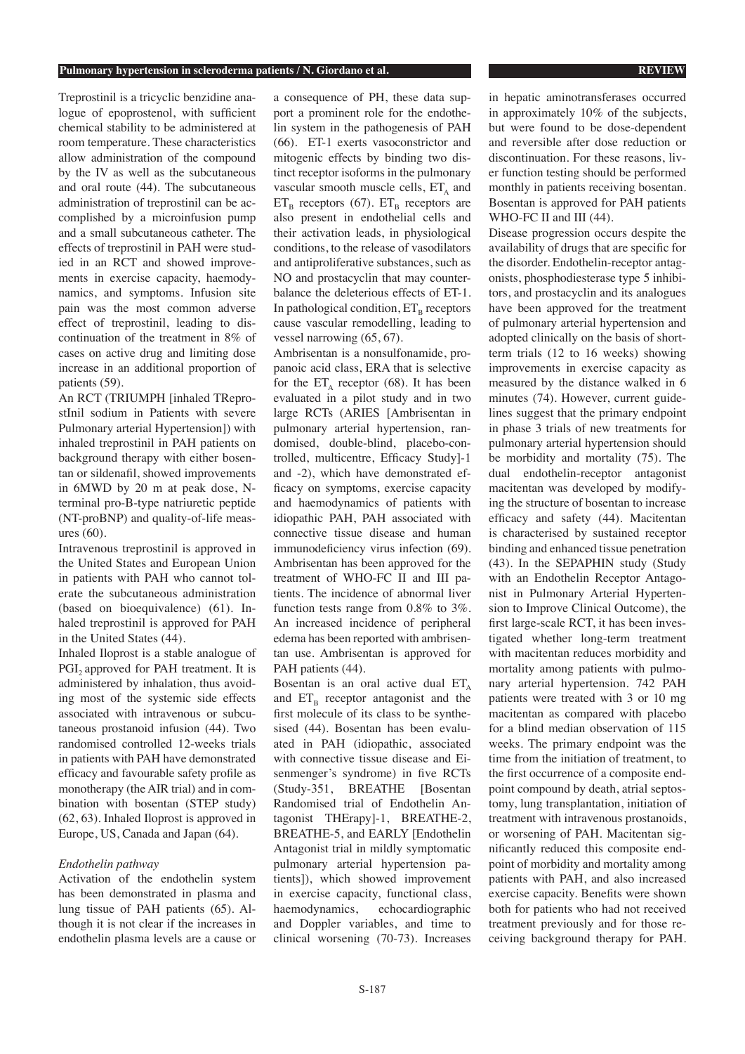Treprostinil is a tricyclic benzidine analogue of epoprostenol, with sufficient chemical stability to be administered at room temperature. These characteristics allow administration of the compound by the IV as well as the subcutaneous and oral route (44). The subcutaneous administration of treprostinil can be accomplished by a microinfusion pump and a small subcutaneous catheter. The effects of treprostinil in PAH were studied in an RCT and showed improvements in exercise capacity, haemodynamics, and symptoms. Infusion site pain was the most common adverse effect of treprostinil, leading to discontinuation of the treatment in 8% of cases on active drug and limiting dose increase in an additional proportion of patients (59).

An RCT (TRIUMPH [inhaled TReprostInil sodium in Patients with severe Pulmonary arterial Hypertension]) with inhaled treprostinil in PAH patients on background therapy with either bosentan or sildenafil, showed improvements in 6MWD by 20 m at peak dose, N-terminal pro-B-type natriuretic peptide (NT-proBNP) and quality-of-life measures (60).

Intravenous treprostinil is approved in the United States and European Union in patients with PAH who cannot tolerate the subcutaneous administration (based on bioequivalence) (61). Inhaled treprostinil is approved for PAH in the United States (44).

Inhaled Iloprost is a stable analogue of $PGI_2$ approved for PAH treatment. It is administered by inhalation, thus avoiding most of the systemic side effects associated with intravenous or subcutaneous prostanoid infusion (44). Two randomised controlled 12-weeks trials in patients with PAH have demonstrated efficacy and favourable safety profile as monotherapy (the AIR trial) and in combination with bosentan (STEP study) (62, 63). Inhaled Iloprost is approved in Europe, US, Canada and Japan (64).

*Endothelin pathway*

Activation of the endothelin system has been demonstrated in plasma and lung tissue of PAH patients (65). Although it is not clear if the increases in endothelin plasma levels are a cause or a consequence of PH, these data support a prominent role for the endothelin system in the pathogenesis of PAH (66). ET-1 exerts vasoconstrictor and mitogenic effects by binding two distinct receptor isoforms in the pulmonary vascular smooth muscle cells, $ET_A$ and $ET_B$ receptors (67). $ET_B$ receptors are also present in endothelial cells and their activation leads, in physiological conditions, to the release of vasodilators and antiproliferative substances, such as NO and prostacyclin that may counterbalance the deleterious effects of ET-1. In pathological condition, $ET_B$ receptors cause vascular remodelling, leading to vessel narrowing (65, 67).

Ambrisentan is a nonsulfonamide, propanoic acid class, ERA that is selective for the $ET_A$ receptor (68). It has been evaluated in a pilot study and in two large RCTs (ARIES [Ambrisentan in pulmonary arterial hypertension, randomised, double-blind, placebo-controlled, multicentre, Efficacy Study]-1 and -2), which have demonstrated efficacy on symptoms, exercise capacity and haemodynamics of patients with idiopathic PAH, PAH associated with connective tissue disease and human immunodeficiency virus infection (69). Ambrisentan has been approved for the treatment of WHO-FC II and III patients. The incidence of abnormal liver function tests range from 0.8% to 3%. An increased incidence of peripheral edema has been reported with ambrisentan use. Ambrisentan is approved for PAH patients (44).

Bosentan is an oral active dual $ET_A$ and $ET_B$ receptor antagonist and the first molecule of its class to be synthesised (44). Bosentan has been evaluated in PAH (idiopathic, associated with connective tissue disease and Eisenmenger's syndrome) in five RCTs (Study-351, BREATHE [Bosentan Randomised trial of Endothelin Antagonist THErapy]-1, BREATHE-2, BREATHE-5, and EARLY [Endothelin Antagonist trial in mildly symptomatic pulmonary arterial hypertension patients]), which showed improvement in exercise capacity, functional class, haemodynamics, echocardiographic and Doppler variables, and time to clinical worsening (70-73). Increases in hepatic aminotransferases occurred in approximately 10% of the subjects, but were found to be dose-dependent and reversible after dose reduction or discontinuation. For these reasons, liver function testing should be performed monthly in patients receiving bosentan. Bosentan is approved for PAH patients WHO-FC II and III (44).

Disease progression occurs despite the availability of drugs that are specific for the disorder. Endothelin-receptor antagonists, phosphodiesterase type 5 inhibitors, and prostacyclin and its analogues have been approved for the treatment of pulmonary arterial hypertension and adopted clinically on the basis of short-term trials (12 to 16 weeks) showing improvements in exercise capacity as measured by the distance walked in 6 minutes (74). However, current guidelines suggest that the primary endpoint in phase 3 trials of new treatments for pulmonary arterial hypertension should be morbidity and mortality (75). The dual endothelin-receptor antagonist macitentan was developed by modifying the structure of bosentan to increase efficacy and safety (44). Macitentan is characterised by sustained receptor binding and enhanced tissue penetration (43). In the SEPAPHIN study (Study with an Endothelin Receptor Antagonist in Pulmonary Arterial Hypertension to Improve Clinical Outcome), the first large-scale RCT, it has been investigated whether long-term treatment with macitentan reduces morbidity and mortality among patients with pulmonary arterial hypertension. 742 PAH patients were treated with 3 or 10 mg macitentan as compared with placebo for a blind median observation of 115 weeks. The primary endpoint was the time from the initiation of treatment, to the first occurrence of a composite endpoint compound by death, atrial septostomy, lung transplantation, initiation of treatment with intravenous prostanoids, or worsening of PAH. Macitentan significantly reduced this composite endpoint of morbidity and mortality among patients with PAH, and also increased exercise capacity. Benefits were shown both for patients who had not received treatment previously and for those receiving background therapy for PAH.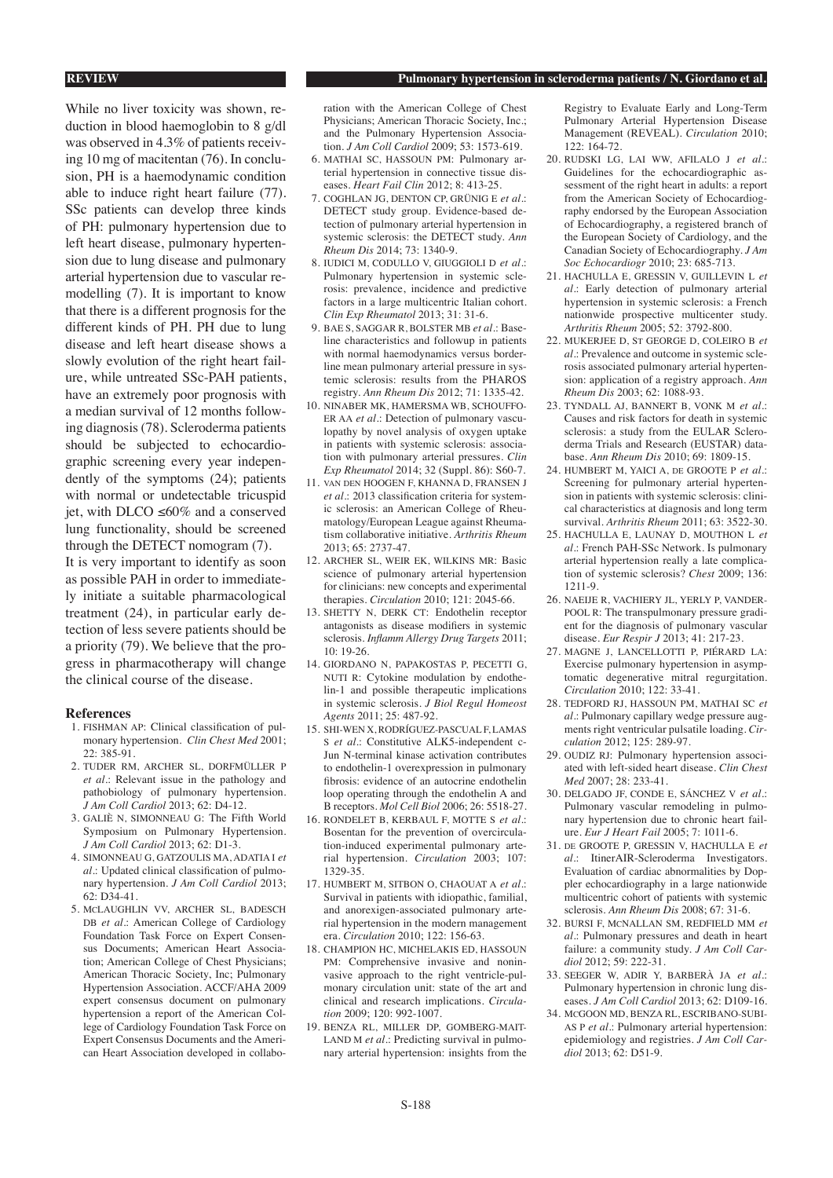While no liver toxicity was shown, reduction in blood haemoglobin to 8 g/dl was observed in 4.3% of patients receiving 10 mg of macitentan (76). In conclusion, PH is a haemodynamic condition able to induce right heart failure (77). SSc patients can develop three kinds of PH: pulmonary hypertension due to left heart disease, pulmonary hypertension due to lung disease and pulmonary arterial hypertension due to vascular remodelling (7). It is important to know that there is a different prognosis for the different kinds of PH. PH due to lung disease and left heart disease shows a slowly evolution of the right heart failure, while untreated SSc-PAH patients, have an extremely poor prognosis with a median survival of 12 months following diagnosis (78). Scleroderma patients should be subjected to echocardiographic screening every year independently of the symptoms (24); patients with normal or undetectable tricuspid jet, with DLCO ≤60% and a conserved lung functionality, should be screened through the DETECT nomogram (7).

It is very important to identify as soon as possible PAH in order to immediately initiate a suitable pharmacological treatment (24), in particular early detection of less severe patients should be a priority (79). We believe that the progress in pharmacotherapy will change the clinical course of the disease.

## References

1. FISHMAN AP: Clinical classification of pulmonary hypertension. *Clin Chest Med* 2001; 22: 385-91.
2. TUDER RM, ARCHER SL, DORFMÜLLER P *et al.*: Relevant issue in the pathology and pathobiology of pulmonary hypertension. *J Am Coll Cardiol* 2013; 62: D4-12.
3. GALIÈ N, SIMONNEAU G: The Fifth World Symposium on Pulmonary Hypertension. *J Am Coll Cardiol* 2013; 62: D1-3.
4. SIMONNEAU G, GATZOULIS MA, ADATIA I *et al.*: Updated clinical classification of pulmonary hypertension. *J Am Coll Cardiol* 2013; 62: D34-41.
5. MCLAUGHLIN VV, ARCHER SL, BADESCH DB *et al.*: American College of Cardiology Foundation Task Force on Expert Consensus Documents; American Heart Association; American College of Chest Physicians; American Thoracic Society, Inc; Pulmonary Hypertension Association. ACCF/AHA 2009 expert consensus document on pulmonary hypertension a report of the American College of Cardiology Foundation Task Force on Expert Consensus Documents and the American Heart Association developed in collaboration with the American College of Chest Physicians; American Thoracic Society, Inc.; and the Pulmonary Hypertension Association. *J Am Coll Cardiol* 2009; 53: 1573-619.
6. MATHAI SC, HASSOUN PM: Pulmonary arterial hypertension in connective tissue diseases. *Heart Fail Clin* 2012; 8: 413-25.
7. COGHLAN JG, DENTON CP, GRÜNIG E *et al.*: DETECT study group. Evidence-based detection of pulmonary arterial hypertension in systemic sclerosis: the DETECT study. *Ann Rheum Dis* 2014; 73: 1340-9.
8. IUDICI M, CODULLO V, GIUGGIOLI D *et al.*: Pulmonary hypertension in systemic sclerosis: prevalence, incidence and predictive factors in a large multicentric Italian cohort. *Clin Exp Rheumatol* 2013; 31: 31-6.
9. BAE S, SAGGAR R, BOLSTER MB *et al.*: Baseline characteristics and followup in patients with normal haemodynamics versus borderline mean pulmonary arterial pressure in systemic sclerosis: results from the PHAROS registry. *Ann Rheum Dis* 2012; 71: 1335-42.
10. NINABER MK, HAMERSMA WB, SCHOUFFOER AA *et al.*: Detection of pulmonary vasculopathy by novel analysis of oxygen uptake in patients with systemic sclerosis: association with pulmonary arterial pressures. *Clin Exp Rheumatol* 2014; 32 (Suppl. 86): S60-7.
11. VAN DEN HOOGEN F, KHANNA D, FRANSEN J *et al.*: 2013 classification criteria for systemic sclerosis: an American College of Rheumatology/European League against Rheumatism collaborative initiative. *Arthritis Rheum* 2013; 65: 2737-47.
12. ARCHER SL, WEIR EK, WILKINS MR: Basic science of pulmonary arterial hypertension for clinicians: new concepts and experimental therapies. *Circulation* 2010; 121: 2045-66.
13. SHETTY N, DERK CT: Endothelin receptor antagonists as disease modifiers in systemic sclerosis. *Inflamm Allergy Drug Targets* 2011; 10: 19-26.
14. GIORDANO N, PAPAKOSTAS P, PECETTI G, NUTI R: Cytokine modulation by endothelin-1 and possible therapeutic implications in systemic sclerosis. *J Biol Regul Homeost Agents* 2011; 25: 487-92.
15. SHI-WEN X, RODRÍGUEZ-PASCUAL F, LAMAS S *et al.*: Constitutive ALK5-independent c-Jun N-terminal kinase activation contributes to endothelin-1 overexpression in pulmonary fibrosis: evidence of an autocrine endothelin loop operating through the endothelin A and B receptors. *Mol Cell Biol* 2006; 26: 5518-27.
16. RONDELET B, KERBAUL F, MOTTE S *et al.*: Bosentan for the prevention of overcirculation-induced experimental pulmonary arterial hypertension. *Circulation* 2003; 107: 1329-35.
17. HUMBERT M, SITBON O, CHAOUAT A *et al.*: Survival in patients with idiopathic, familial, and anorexigen-associated pulmonary arterial hypertension in the modern management era. *Circulation* 2010; 122: 156-63.
18. CHAMPION HC, MICHELAKIS ED, HASSOUN PM: Comprehensive invasive and noninvasive approach to the right ventricle-pulmonary circulation unit: state of the art and clinical and research implications. *Circulation* 2009; 120: 992-1007.
19. BENZA RL, MILLER DP, GOMBERG-MAITLAND M *et al.*: Predicting survival in pulmonary arterial hypertension: insights from the Registry to Evaluate Early and Long-Term Pulmonary Arterial Hypertension Disease Management (REVEAL). *Circulation* 2010; 122: 164-72.
20. RUDSKI LG, LAI WW, AFILALO J *et al.*: Guidelines for the echocardiographic assessment of the right heart in adults: a report from the American Society of Echocardiography endorsed by the European Association of Echocardiography, a registered branch of the European Society of Cardiology, and the Canadian Society of Echocardiography. *J Am Soc Echocardiogr* 2010; 23: 685-713.
21. HACHULLA E, GRESSIN V, GUILLEVIN L *et al.*: Early detection of pulmonary arterial hypertension in systemic sclerosis: a French nationwide prospective multicenter study. *Arthritis Rheum* 2005; 52: 3792-800.
22. MUKERJEE D, ST GEORGE D, COLEIRO B *et al.*: Prevalence and outcome in systemic sclerosis associated pulmonary arterial hypertension: application of a registry approach. *Ann Rheum Dis* 2003; 62: 1088-93.
23. TYNDALL AJ, BANNERT B, VONK M *et al.*: Causes and risk factors for death in systemic sclerosis: a study from the EULAR Scleroderma Trials and Research (EUSTAR) database. *Ann Rheum Dis* 2010; 69: 1809-15.
24. HUMBERT M, YAICI A, DE GROOTE P *et al.*: Screening for pulmonary arterial hypertension in patients with systemic sclerosis: clinical characteristics at diagnosis and long term survival. *Arthritis Rheum* 2011; 63: 3522-30.
25. HACHULLA E, LAUNAY D, MOUTHON L *et al.*: French PAH-SSc Network. Is pulmonary arterial hypertension really a late complication of systemic sclerosis? *Chest* 2009; 136: 1211-9.
26. NAEIJE R, VACHIERY JL, YERLY P, VANDERPOOL R: The transpulmonary pressure gradient for the diagnosis of pulmonary vascular disease. *Eur Respir J* 2013; 41: 217-23.
27. MAGNE J, LANCELLOTTI P, PIÉRARD LA: Exercise pulmonary hypertension in asymptomatic degenerative mitral regurgitation. *Circulation* 2010; 122: 33-41.
28. TEDFORD RJ, HASSOUN PM, MATHAI SC *et al.*: Pulmonary capillary wedge pressure augments right ventricular pulsatile loading. *Circulation* 2012; 125: 289-97.
29. OUDIZ RJ: Pulmonary hypertension associated with left-sided heart disease. *Clin Chest Med* 2007; 28: 233-41.
30. DELGADO JF, CONDE E, SÁNCHEZ V *et al.*: Pulmonary vascular remodeling in pulmonary hypertension due to chronic heart failure. *Eur J Heart Fail* 2005; 7: 1011-6.
31. DE GROOTE P, GRESSIN V, HACHULLA E *et al.*: ItinerAIR-Scleroderma Investigators. Evaluation of cardiac abnormalities by Doppler echocardiography in a large nationwide multicentric cohort of patients with systemic sclerosis. *Ann Rheum Dis* 2008; 67: 31-6.
32. BURSI F, MCNALLAN SM, REDFIELD MM *et al.*: Pulmonary pressures and death in heart failure: a community study. *J Am Coll Cardiol* 2012; 59: 222-31.
33. SEEGER W, ADIR Y, BARBERÀ JA *et al.*: Pulmonary hypertension in chronic lung diseases. *J Am Coll Cardiol* 2013; 62: D109-16.
34. MCGOON MD, BENZA RL, ESCRIBANO-SUBIAS P *et al.*: Pulmonary arterial hypertension: epidemiology and registries. *J Am Coll Cardiol* 2013; 62: D51-9.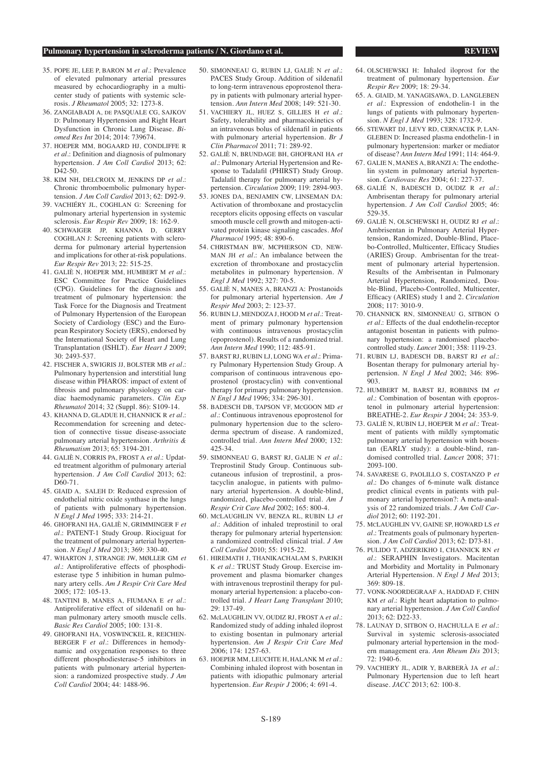35. POPE JE, LEE P, BARON M *et al*.: Prevalence of elevated pulmonary arterial pressures measured by echocardiography in a multicenter study of patients with systemic sclerosis. *J Rheumatol* 2005; 32: 1273-8.
36. ZANGIABADI A, DE PASQUALE CG, SAJKOV D: Pulmonary Hypertension and Right Heart Dysfunction in Chronic Lung Disease. *Biomed Res Int* 2014; 2014: 739674.
37. HOEPER MM, BOGAARD HJ, CONDLIFFE R *et al*.: Definition and diagnosis of pulmonary hypertension. *J Am Coll Cardiol* 2013; 62: D42-50.
38. KIM NH, DELCROIX M, JENKINS DP *et al*.: Chronic thromboembolic pulmonary hypertension. *J Am Coll Cardiol* 2013; 62: D92-9.
39. VACHIÉRY JL, COGHLAN G: Screening for pulmonary arterial hypertension in systemic sclerosis. *Eur Respir Rev* 2009; 18: 162-9.
40. SCHWAIGER JP, KHANNA D, GERRY COGHLAN J: Screening patients with scleroderma for pulmonary arterial hypertension and implications for other at-risk populations. *Eur Respir Rev* 2013; 22: 515-25.
41. GALIÈ N, HOEPER MM, HUMBERT M *et al*.: ESC Committee for Practice Guidelines (CPG). Guidelines for the diagnosis and treatment of pulmonary hypertension: the Task Force for the Diagnosis and Treatment of Pulmonary Hypertension of the European Society of Cardiology (ESC) and the European Respiratory Society (ERS), endorsed by the International Society of Heart and Lung Transplantation (ISHLT). *Eur Heart J* 2009; 30: 2493-537.
42. FISCHER A, SWIGRIS JJ, BOLSTER MB *et al*.: Pulmonary hypertension and interstitial lung disease within PHAROS: impact of extent of fibrosis and pulmonary physiology on cardiac haemodynamic parameters. *Clin Exp Rheumatol* 2014; 32 (Suppl. 86): S109-14.
43. KHANNA D, GLADUE H, CHANNICK R *et al*.: Recommendation for screening and detection of connective tissue disease-associate pulmonary arterial hypertension. *Arthritis & Rheumatism* 2013; 65: 3194-201.
44. GALIÈ N, CORRIS PA, FROST A *et al*.: Updated treatment algorithm of pulmonary arterial hypertension. *J Am Coll Cardiol* 2013; 62: D60-71.
45. GIAID A, SALEH D: Reduced expression of endothelial nitric oxide synthase in the lungs of patients with pulmonary hypertension. *N Engl J Med* 1995; 333: 214-21.
46. GHOFRANI HA, GALIÈ N, GRIMMINGER F *et al*.: PATENT-1 Study Group. Riociguat for the treatment of pulmonary arterial hypertension. *N Engl J Med* 2013; 369: 330-40.
47. WHARTON J, STRANGE JW, MØLLER GM *et al*.: Antiproliferative effects of phosphodiesterase type 5 inhibition in human pulmonary artery cells. *Am J Respir Crit Care Med* 2005; 172: 105-13.
48. TANTINI B, MANES A, FIUMANA E *et al*.: Antiproliferative effect of sildenafil on human pulmonary artery smooth muscle cells. *Basic Res Cardiol* 2005; 100: 131-8.
49. GHOFRANI HA, VOSWINCKEL R, REICHENBERGER F *et al*.: Differences in hemodynamic and oxygenation responses to three different phosphodiesterase-5 inhibitors in patients with pulmonary arterial hypertension: a randomized prospective study. *J Am Coll Cardiol* 2004; 44: 1488-96.
50. SIMONNEAU G, RUBIN LJ, GALIÈ N *et al*.: PACES Study Group. Addition of sildenafil to long-term intravenous epoprostenol therapy in patients with pulmonary arterial hypertension. *Ann Intern Med* 2008; 149: 521-30.
51. VACHIERY JL, HUEZ S, GILLIES H *et al*.: Safety, tolerability and pharmacokinetics of an intravenous bolus of sildenafil in patients with pulmonary arterial hypertension. *Br J Clin Pharmacol* 2011; 71: 289-92.
52. GALIÈ N, BRUNDAGE BH, GHOFRANI HA *et al*.: Pulmonary Arterial Hypertension and Response to Tadalafil (PHIRST) Study Group. Tadalafil therapy for pulmonary arterial hypertension. *Circulation* 2009; 119: 2894-903.
53. JONES DA, BENJAMIN CW, LINSEMAN DA: Activation of thromboxane and prostacyclin receptors elicits opposing effects on vascular smooth muscle cell growth and mitogen-activated protein kinase signaling cascades. *Mol Pharmacol* 1995; 48: 890-6.
54. CHRISTMAN BW, MCPHERSON CD, NEWMAN JH *et al*.: An imbalance between the excretion of thromboxane and prostacyclin metabolites in pulmonary hypertension. *N Engl J Med* 1992; 327: 70-5.
55. GALIÈ N, MANES A, BRANZI A: Prostanoids for pulmonary arterial hypertension. *Am J Respir Med* 2003; 2: 123-37.
56. RUBIN LJ, MENDOZA J, HOOD M *et al*.: Treatment of primary pulmonary hypertension with continuous intravenous prostacyclin (epoprostenol). Results of a randomized trial. *Ann Intern Med* 1990; 112: 485-91.
57. BARST RJ, RUBIN LJ, LONG WA *et al*.: Primary Pulmonary Hypertension Study Group. A comparison of continuous intravenous epoprostenol (prostacyclin) with conventional therapy for primary pulmonary hypertension. *N Engl J Med* 1996; 334: 296-301.
58. BADESCH DB, TAPSON VF, MCGOON MD *et al*.: Continuous intravenous epoprostenol for pulmonary hypertension due to the scleroderma spectrum of disease. A randomized, controlled trial. *Ann Intern Med* 2000; 132: 425-34.
59. SIMONNEAU G, BARST RJ, GALIE N *et al*.: Treprostinil Study Group. Continuous subcutaneous infusion of treprostinil, a prostacyclin analogue, in patients with pulmonary arterial hypertension. A double-blind, randomized, placebo-controlled trial. *Am J Respir Crit Care Med* 2002; 165: 800-4.
60. MCLAUGHLIN VV, BENZA RL, RUBIN LJ *et al*.: Addition of inhaled treprostinil to oral therapy for pulmonary arterial hypertension: a randomized controlled clinical trial. *J Am Coll Cardiol* 2010; 55: 1915-22.
61. HIREMATH J, THANIKACHALAM S, PARIKH K *et al*.: TRUST Study Group. Exercise improvement and plasma biomarker changes with intravenous treprostinil therapy for pulmonary arterial hypertension: a placebo-controlled trial. *J Heart Lung Transplant* 2010; 29: 137-49.
62. MCLAUGHLIN VV, OUDIZ RJ, FROST A *et al*.: Randomized study of adding inhaled iloprost to existing bosentan in pulmonary arterial hypertension. *Am J Respir Crit Care Med* 2006; 174: 1257-63.
63. HOEPER MM, LEUCHTE H, HALANK M *et al*.: Combining inhaled iloprost with bosentan in patients with idiopathic pulmonary arterial hypertension. *Eur Respir J* 2006; 4: 691-4.
64. OLSCHEWSKI H: Inhaled iloprost for the treatment of pulmonary hypertension. *Eur Respir Rev* 2009; 18: 29-34.
65. A. GIAID, M. YANAGISAWA, D. LANGLEBEN *et al*.: Expression of endothelin-1 in the lungs of patients with pulmonary hypertension. *N Engl J Med* 1993; 328: 1732-9.
66. STEWART DJ, LEVY RD, CERNACEK P, LANGLEBEN D: Increased plasma endothelin-1 in pulmonary hypertension: marker or mediator of disease? *Ann Intern Med* 1991; 114: 464-9.
67. GALIE N, MANES A, BRANZI A: The endothelin system in pulmonary arterial hypertension. *Cardiovasc Res* 2004; 61: 227-37.
68. GALIÉ N, BADESCH D, OUDIZ R *et al*.: Ambrisentan therapy for pulmonary arterial hypertension. *J Am Coll Cardiol* 2005; 46: 529-35.
69. GALIÈ N, OLSCHEWSKI H, OUDIZ RJ *et al*.: Ambrisentan in Pulmonary Arterial Hypertension, Randomized, Double-Blind, Placebo-Controlled, Multicenter, Efficacy Studies (ARIES) Group. Ambrisentan for the treatment of pulmonary arterial hypertension. Results of the Ambrisentan in Pulmonary Arterial Hypertension, Randomized, Double-Blind, Placebo-Controlled, Multicenter, Efficacy (ARIES) study 1 and 2. *Circulation* 2008; 117: 3010-9.
70. CHANNICK RN, SIMONNEAU G, SITBON O *et al*.: Effects of the dual endothelin-receptor antagonist bosentan in patients with pulmonary hypertension: a randomised placebo-controlled study. *Lancet* 2001; 358: 1119-23.
71. RUBIN LJ, BADESCH DB, BARST RJ *et al*.: Bosentan therapy for pulmonary arterial hypertension. *N Engl J Med* 2002; 346: 896-903.
72. HUMBERT M, BARST RJ, ROBBINS IM *et al*.: Combination of bosentan with epoprostenol in pulmonary arterial hypertension: BREATHE-2. *Eur Respir J* 2004; 24: 353-9.
73. GALIÈ N, RUBIN LJ, HOEPER M *et al*.: Treatment of patients with mildly symptomatic pulmonary arterial hypertension with bosentan (EARLY study): a double-blind, randomised controlled trial. *Lancet* 2008; 371: 2093-100.
74. SAVARESE G, PAOLILLO S, COSTANZO P *et al*.: Do changes of 6-minute walk distance predict clinical events in patients with pulmonary arterial hypertension?: A meta-analysis of 22 randomized trials. *J Am Coll Cardiol* 2012; 60: 1192-201.
75. MCLAUGHLIN VV, GAINE SP, HOWARD LS *et al*.: Treatments goals of pulmonary hypertension. *J Am Coll Cardiol* 2013; 62: D73-81.
76. PULIDO T, ADZERIKHO I, CHANNICK RN *et al*.: SERAPHIN Investigators. Macitentan and Morbidity and Mortality in Pulmonary Arterial Hypertension. *N Engl J Med* 2013; 369: 809-18.
77. VONK-NOORDEGRAAF A, HADDAD F, CHIN KM *et al*.: Right heart adaptation to pulmonary arterial hypertension. *J Am Coll Cardiol* 2013; 62: D22-33.
78. LAUNAY D, SITBON O, HACHULLA E *et al*.: Survival in systemic sclerosis-associated pulmonary arterial hypertension in the modern management era. *Ann Rheum Dis* 2013; 72: 1940-6.
79. VACHIERY JL, ADIR Y, BARBERÀ JA *et al*.: Pulmonary Hypertension due to left heart disease. *JACC* 2013; 62: 100-8.